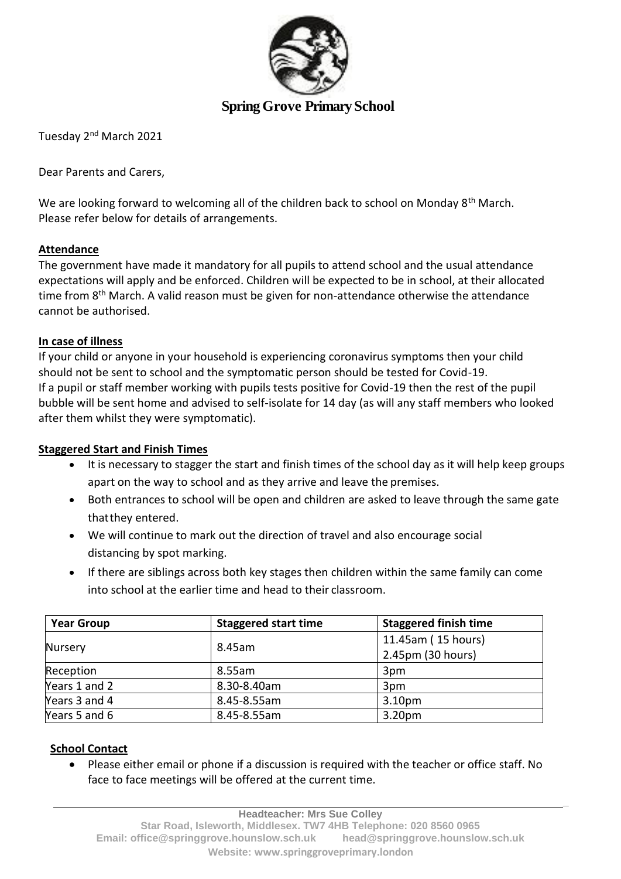# Spring Grove Primary School

Tuesday 2nd March 2021

Dear Parents and Carers,

We are looking forward to welcoming all of the children back to school on Monday 8th March. Please refer below for details of arrangements.

**Attendance**

The government have made it mandatory for all pupils to attend school and the usual attendance expectations will apply and be enforced. Children will be expected to be in school, at their allocated time from 8th March. A valid reason must be given for non-attendance otherwise the attendance cannot be authorised.

**In case of illness**

If your child or anyone in your household is experiencing coronavirus symptoms then your child should not be sent to school and the symptomatic person should be tested for Covid-19.
If a pupil or staff member working with pupils tests positive for Covid-19 then the rest of the pupil bubble will be sent home and advised to self-isolate for 14 day (as will any staff members who looked after them whilst they were symptomatic).

**Staggered Start and Finish Times**

- It is necessary to stagger the start and finish times of the school day as it will help keep groups apart on the way to school and as they arrive and leave the premises.
- Both entrances to school will be open and children are asked to leave through the same gate thatthey entered.
- We will continue to mark out the direction of travel and also encourage social distancing by spot marking.
- If there are siblings across both key stages then children within the same family can come into school at the earlier time and head to their classroom.

| Year Group | Staggered start time | Staggered finish time |
|---|---|---|
| Nursery | 8.45am | 11.45am ( 15 hours)<br>2.45pm (30 hours) |
| Reception | 8.55am | 3pm |
| Years 1 and 2 | 8.30-8.40am | 3pm |
| Years 3 and 4 | 8.45-8.55am | 3.10pm |
| Years 5 and 6 | 8.45-8.55am | 3.20pm |

**School Contact**

- Please either email or phone if a discussion is required with the teacher or office staff. No face to face meetings will be offered at the current time.

Headteacher: Mrs Sue Colley
Star Road, Isleworth, Middlesex. TW7 4HB Telephone: 020 8560 0965
Email: office@springgrove.hounslow.sch.uk head@springgrove.hounslow.sch.uk
Website: www.springgroveprimary.london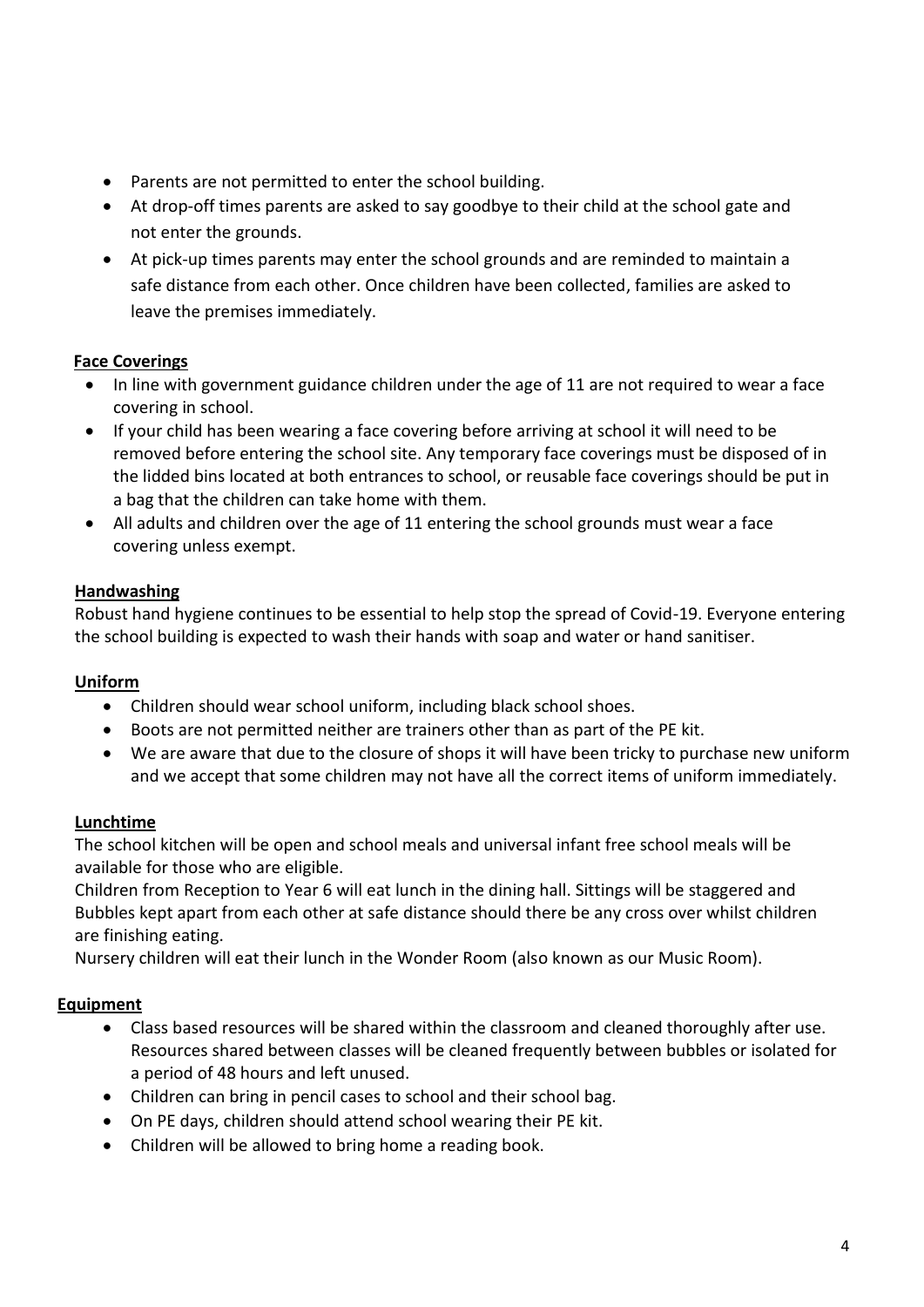- Parents are not permitted to enter the school building.
- At drop-off times parents are asked to say goodbye to their child at the school gate and not enter the grounds.
- At pick-up times parents may enter the school grounds and are reminded to maintain a safe distance from each other. Once children have been collected, families are asked to leave the premises immediately.

**Face Coverings**

- In line with government guidance children under the age of 11 are not required to wear a face covering in school.
- If your child has been wearing a face covering before arriving at school it will need to be removed before entering the school site. Any temporary face coverings must be disposed of in the lidded bins located at both entrances to school, or reusable face coverings should be put in a bag that the children can take home with them.
- All adults and children over the age of 11 entering the school grounds must wear a face covering unless exempt.

**Handwashing**

Robust hand hygiene continues to be essential to help stop the spread of Covid-19. Everyone entering the school building is expected to wash their hands with soap and water or hand sanitiser.

**Uniform**

- Children should wear school uniform, including black school shoes.
- Boots are not permitted neither are trainers other than as part of the PE kit.
- We are aware that due to the closure of shops it will have been tricky to purchase new uniform and we accept that some children may not have all the correct items of uniform immediately.

**Lunchtime**

The school kitchen will be open and school meals and universal infant free school meals will be available for those who are eligible.

Children from Reception to Year 6 will eat lunch in the dining hall. Sittings will be staggered and Bubbles kept apart from each other at safe distance should there be any cross over whilst children are finishing eating.

Nursery children will eat their lunch in the Wonder Room (also known as our Music Room).

**Equipment**

- Class based resources will be shared within the classroom and cleaned thoroughly after use. Resources shared between classes will be cleaned frequently between bubbles or isolated for a period of 48 hours and left unused.
- Children can bring in pencil cases to school and their school bag.
- On PE days, children should attend school wearing their PE kit.
- Children will be allowed to bring home a reading book.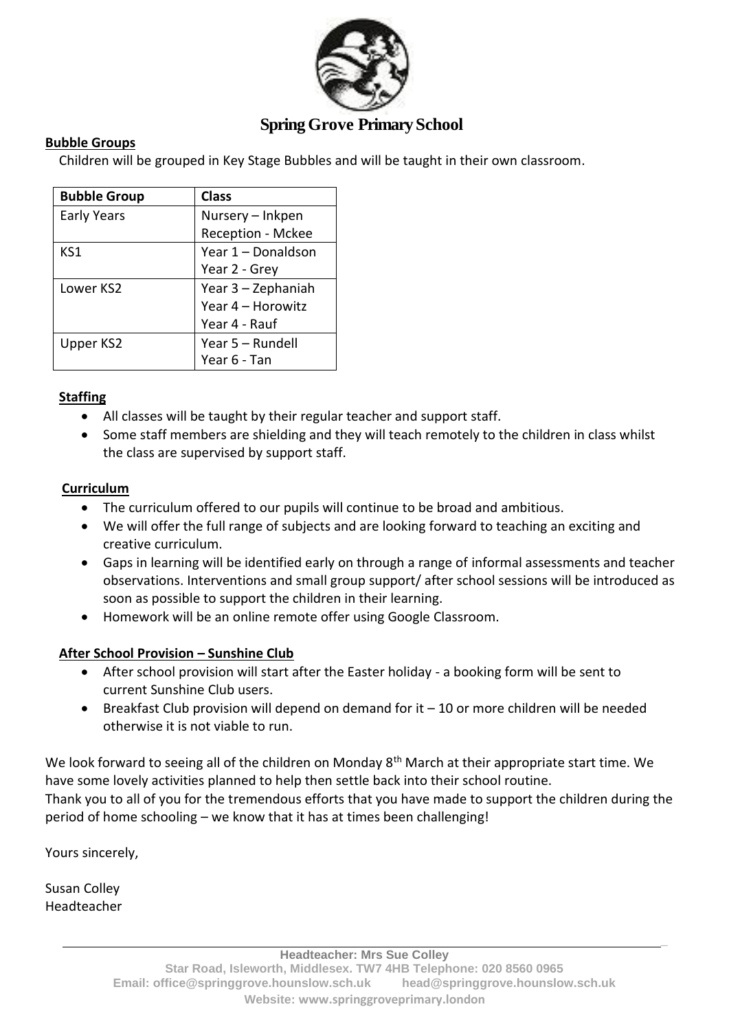# Spring Grove Primary School

**Bubble Groups**

Children will be grouped in Key Stage Bubbles and will be taught in their own classroom.

| Bubble Group | Class |
|---|---|
| Early Years | Nursery – Inkpen<br>Reception - Mckee |
| KS1 | Year 1 – Donaldson<br>Year 2 - Grey |
| Lower KS2 | Year 3 – Zephaniah<br>Year 4 – Horowitz<br>Year 4 - Rauf |
| Upper KS2 | Year 5 – Rundell<br>Year 6 - Tan |

**Staffing**

- All classes will be taught by their regular teacher and support staff.
- Some staff members are shielding and they will teach remotely to the children in class whilst the class are supervised by support staff.

**Curriculum**

- The curriculum offered to our pupils will continue to be broad and ambitious.
- We will offer the full range of subjects and are looking forward to teaching an exciting and creative curriculum.
- Gaps in learning will be identified early on through a range of informal assessments and teacher observations. Interventions and small group support/ after school sessions will be introduced as soon as possible to support the children in their learning.
- Homework will be an online remote offer using Google Classroom.

**After School Provision – Sunshine Club**

- After school provision will start after the Easter holiday - a booking form will be sent to current Sunshine Club users.
- Breakfast Club provision will depend on demand for it – 10 or more children will be needed otherwise it is not viable to run.

We look forward to seeing all of the children on Monday 8th March at their appropriate start time. We have some lovely activities planned to help then settle back into their school routine.
Thank you to all of you for the tremendous efforts that you have made to support the children during the period of home schooling – we know that it has at times been challenging!

Yours sincerely,

Susan Colley
Headteacher

Headteacher: Mrs Sue Colley
Star Road, Isleworth, Middlesex. TW7 4HB Telephone: 020 8560 0965
Email: office@springgrove.hounslow.sch.uk head@springgrove.hounslow.sch.uk
Website: www.springgroveprimary.london